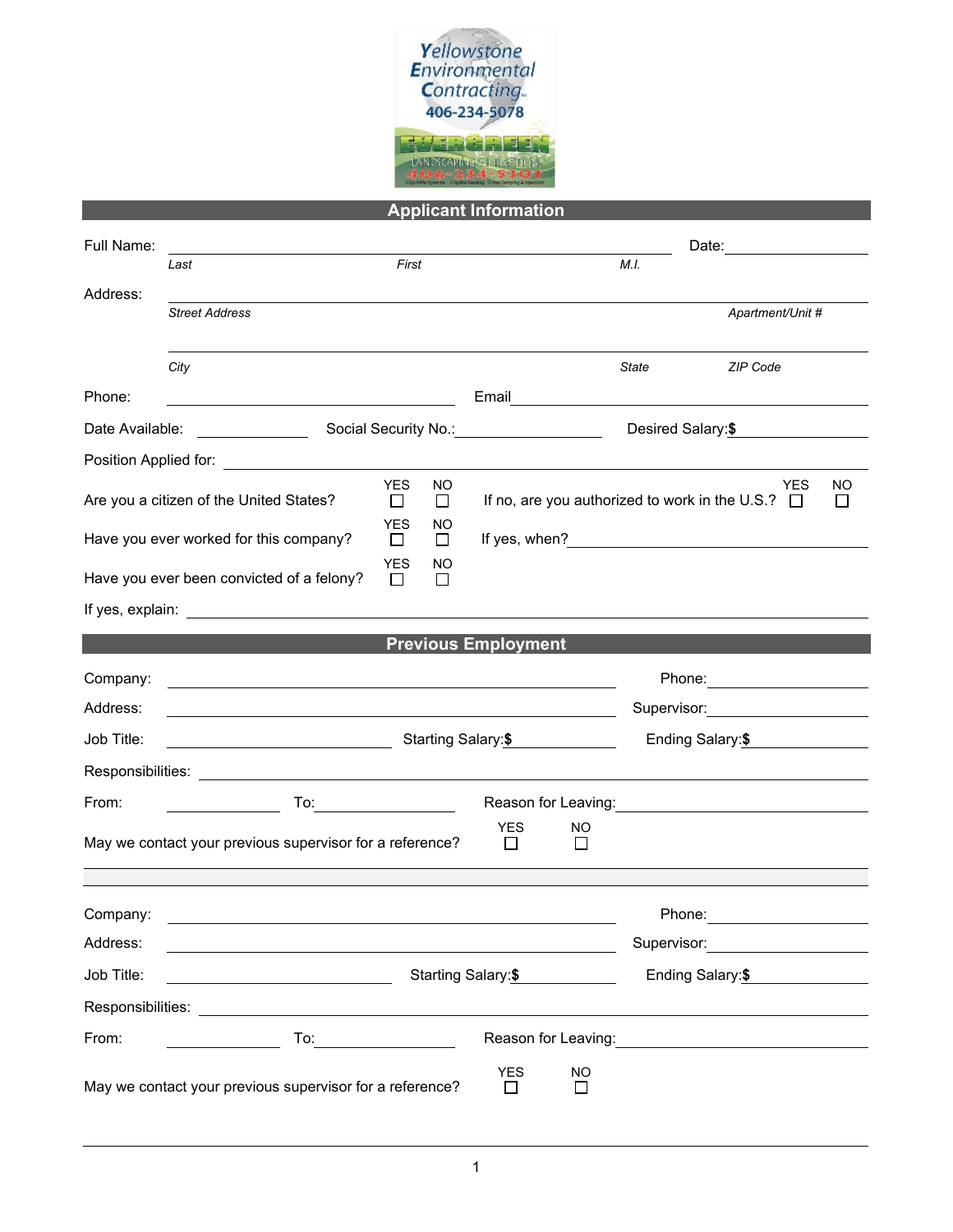Yellowstone Environmental Contracting
406-234-5078

EVERGREEN
LANDSCAPING & IRRIGATION
406-234-5301

## Applicant Information

Full Name: ______________________________________________ Date: ____________

*Last* *First* *M.I.*

Address: ______________________________________________

*Street Address* *Apartment/Unit #*

______________________________________________

*City* *State* *ZIP Code*

Phone: ____________________ Email ____________________

Date Available: ____________ Social Security No.: ____________ Desired Salary: **$** ____________

Position Applied for: ______________________________________________

Are you a citizen of the United States? YES ☐ NO ☐ If no, are you authorized to work in the U.S.? YES ☐ NO ☐

Have you ever worked for this company? YES ☐ NO ☐ If yes, when? ____________________

Have you ever been convicted of a felony? YES ☐ NO ☐

If yes, explain: ______________________________________________

## Previous Employment

Company: ____________________ Phone: ____________

Address: ____________________ Supervisor: ____________

Job Title: ____________ Starting Salary: **$** ____________ Ending Salary: **$** ____________

Responsibilities: ______________________________________________

From: ____________ To: ____________ Reason for Leaving: ____________

May we contact your previous supervisor for a reference? YES ☐ NO ☐

---

Company: ____________________ Phone: ____________

Address: ____________________ Supervisor: ____________

Job Title: ____________ Starting Salary: **$** ____________ Ending Salary: **$** ____________

Responsibilities: ______________________________________________

From: ____________ To: ____________ Reason for Leaving: ____________

May we contact your previous supervisor for a reference? YES ☐ NO ☐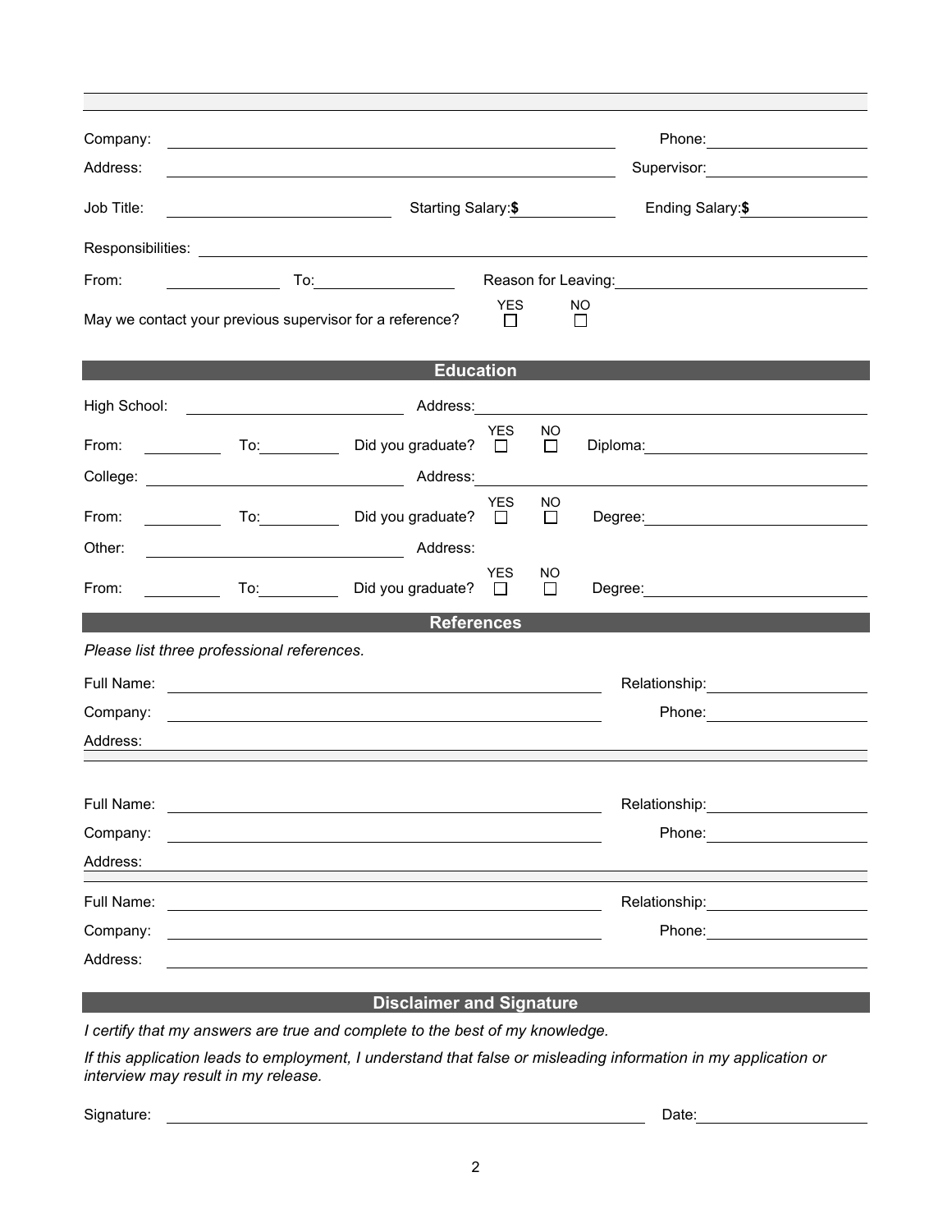Company: ____________________ Phone: ____________________

Address: ____________________ Supervisor: ____________________

Job Title: ____________________ Starting Salary: $ __________ Ending Salary: $ __________

Responsibilities: ____________________

From: __________ To: __________ Reason for Leaving: ____________________

May we contact your previous supervisor for a reference? YES ☐ NO ☐

## Education

High School: ____________________ Address: ____________________

From: __________ To: __________ Did you graduate? YES ☐ NO ☐ Diploma: ____________________

College: ____________________ Address: ____________________

From: __________ To: __________ Did you graduate? YES ☐ NO ☐ Degree: ____________________

Other: ____________________ Address:

From: __________ To: __________ Did you graduate? YES ☐ NO ☐ Degree: ____________________

## References

*Please list three professional references.*

Full Name: ____________________ Relationship: ____________________

Company: ____________________ Phone: ____________________

Address: ____________________

Full Name: ____________________ Relationship: ____________________

Company: ____________________ Phone: ____________________

Address: ____________________

Full Name: ____________________ Relationship: ____________________

Company: ____________________ Phone: ____________________

Address: ____________________

## Disclaimer and Signature

*I certify that my answers are true and complete to the best of my knowledge.*

*If this application leads to employment, I understand that false or misleading information in my application or interview may result in my release.*

Signature: ____________________ Date: ____________________